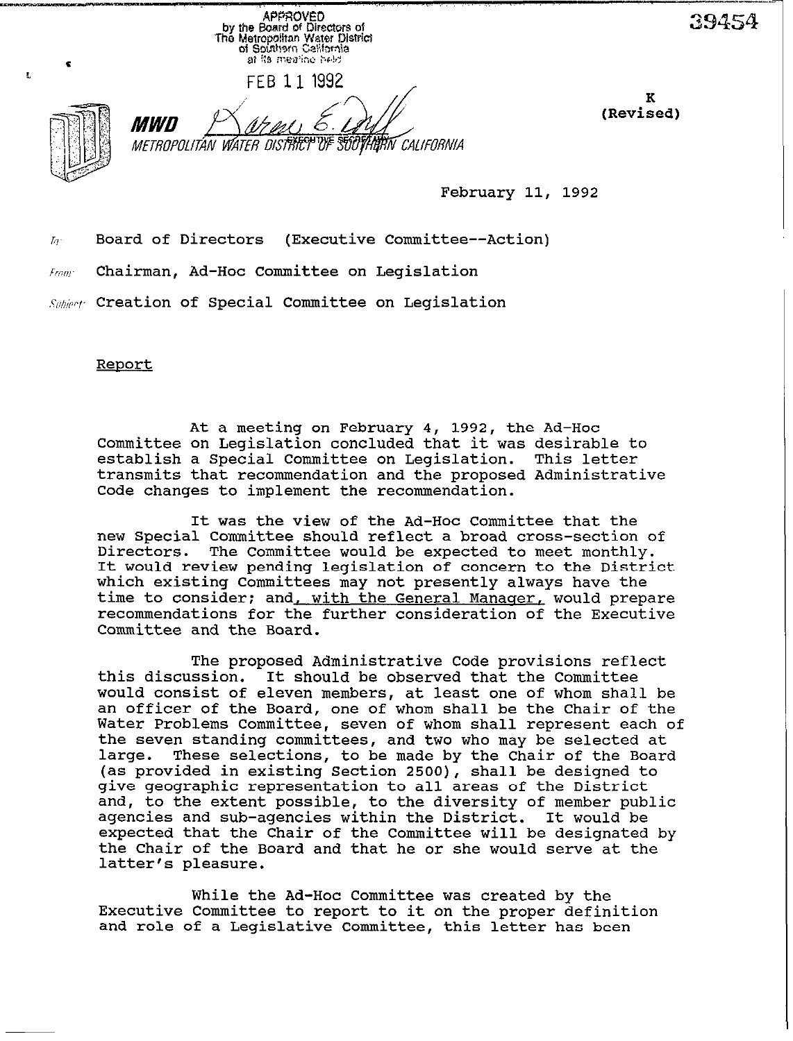APPROVED
by the Board of Directors of
The Metropolitan Water District
of Southern California
at its meeting held

FEB 11 1992

EXECUTIVE SECRETARY

39454

K
(Revised)

**MWD**
METROPOLITAN WATER DISTRICT OF SOUTHERN CALIFORNIA

February 11, 1992

To: Board of Directors (Executive Committee--Action)

From: Chairman, Ad-Hoc Committee on Legislation

Subject: Creation of Special Committee on Legislation

Report

At a meeting on February 4, 1992, the Ad-Hoc Committee on Legislation concluded that it was desirable to establish a Special Committee on Legislation. This letter transmits that recommendation and the proposed Administrative Code changes to implement the recommendation.

It was the view of the Ad-Hoc Committee that the new Special Committee should reflect a broad cross-section of Directors. The Committee would be expected to meet monthly. It would review pending legislation of concern to the District which existing Committees may not presently always have the time to consider; and, with the General Manager, would prepare recommendations for the further consideration of the Executive Committee and the Board.

The proposed Administrative Code provisions reflect this discussion. It should be observed that the Committee would consist of eleven members, at least one of whom shall be an officer of the Board, one of whom shall be the Chair of the Water Problems Committee, seven of whom shall represent each of the seven standing committees, and two who may be selected at large. These selections, to be made by the Chair of the Board (as provided in existing Section 2500), shall be designed to give geographic representation to all areas of the District and, to the extent possible, to the diversity of member public agencies and sub-agencies within the District. It would be expected that the Chair of the Committee will be designated by the Chair of the Board and that he or she would serve at the latter's pleasure.

While the Ad-Hoc Committee was created by the Executive Committee to report to it on the proper definition and role of a Legislative Committee, this letter has been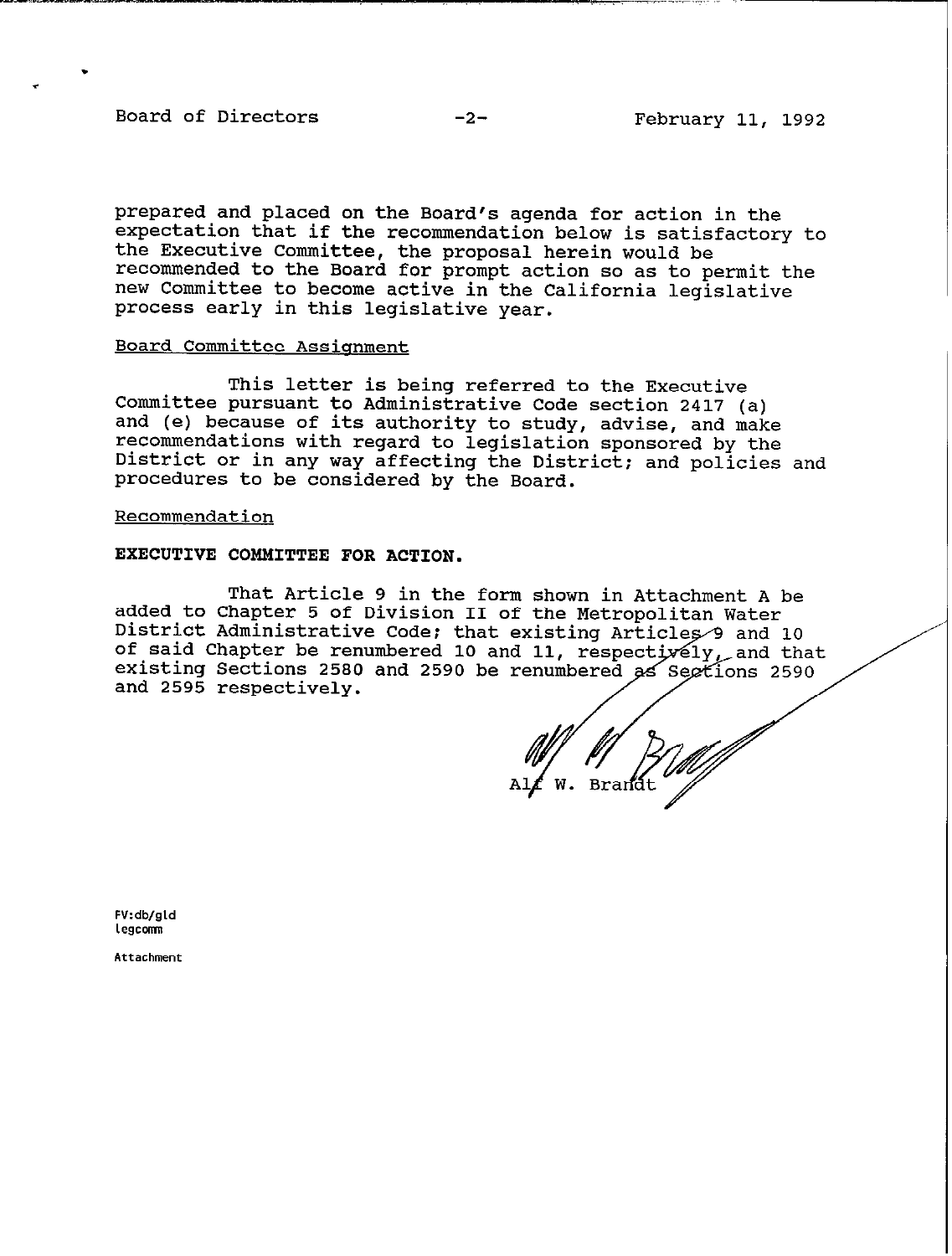prepared and placed on the Board's agenda for action in the expectation that if the recommendation below is satisfactory to the Executive Committee, the proposal herein would be recommended to the Board for prompt action so as to permit the new Committee to become active in the California legislative process early in this legislative year.

Board Committee Assignment

This letter is being referred to the Executive Committee pursuant to Administrative Code section 2417 (a) and (e) because of its authority to study, advise, and make recommendations with regard to legislation sponsored by the District or in any way affecting the District; and policies and procedures to be considered by the Board.

Recommendation

**EXECUTIVE COMMITTEE FOR ACTION.**

That Article 9 in the form shown in Attachment A be added to Chapter 5 of Division II of the Metropolitan Water District Administrative Code; that existing Articles 9 and 10 of said Chapter be renumbered 10 and 11, respectively, and that existing Sections 2580 and 2590 be renumbered as Sections 2590 and 2595 respectively.

Alf W. Brandt

FV:db/gld
legcomm

Attachment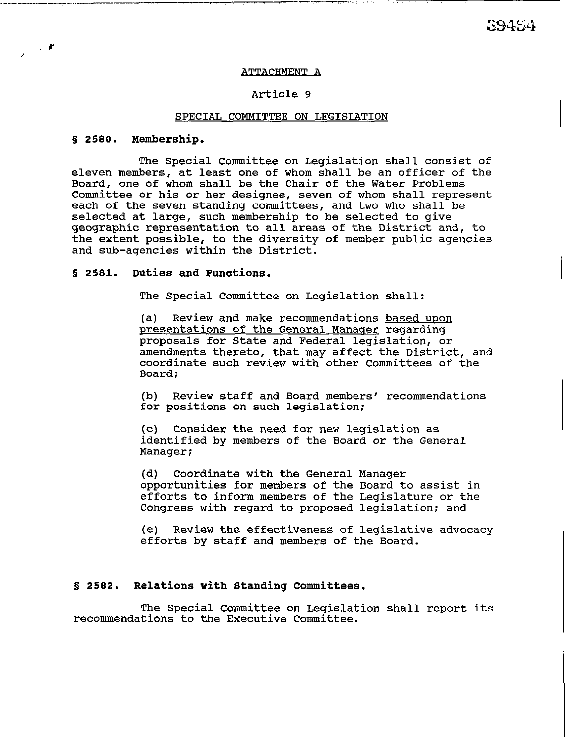ATTACHMENT A

Article 9

SPECIAL COMMITTEE ON LEGISLATION

**§ 2580. Membership.**

The Special Committee on Legislation shall consist of eleven members, at least one of whom shall be an officer of the Board, one of whom shall be the Chair of the Water Problems Committee or his or her designee, seven of whom shall represent each of the seven standing committees, and two who shall be selected at large, such membership to be selected to give geographic representation to all areas of the District and, to the extent possible, to the diversity of member public agencies and sub-agencies within the District.

**§ 2581. Duties and Functions.**

The Special Committee on Legislation shall:

(a) Review and make recommendations based upon presentations of the General Manager regarding proposals for State and Federal legislation, or amendments thereto, that may affect the District, and coordinate such review with other Committees of the Board;

(b) Review staff and Board members' recommendations for positions on such legislation;

(c) Consider the need for new legislation as identified by members of the Board or the General Manager;

(d) Coordinate with the General Manager opportunities for members of the Board to assist in efforts to inform members of the Legislature or the Congress with regard to proposed legislation; and

(e) Review the effectiveness of legislative advocacy efforts by staff and members of the Board.

**§ 2582. Relations with Standing Committees.**

The Special Committee on Legislation shall report its recommendations to the Executive Committee.